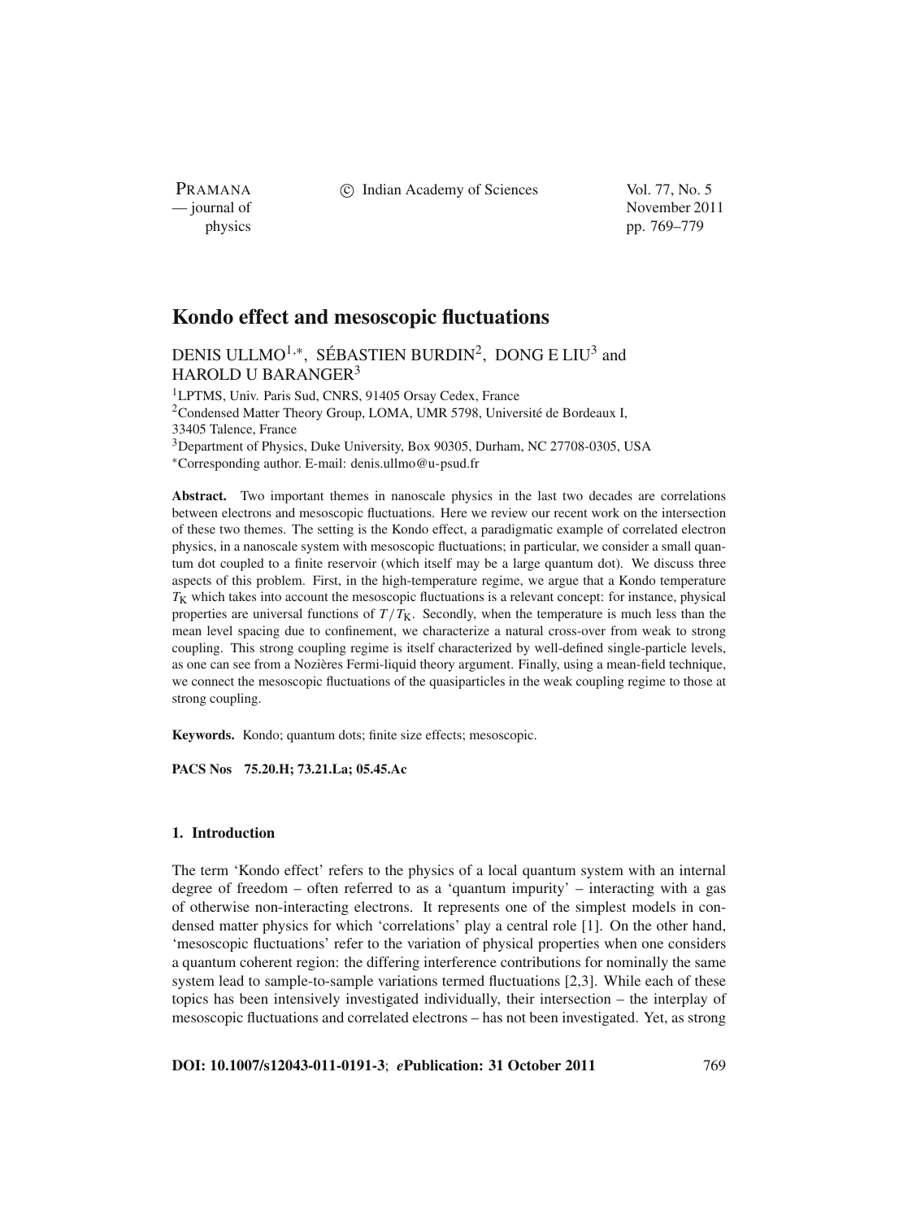# Kondo effect and mesoscopic fluctuations

DENIS ULLMO[1,*], SÉBASTIEN BURDIN[2], DONG E LIU[3] and HAROLD U BARANGER[3]

[1]LPTMS, Univ. Paris Sud, CNRS, 91405 Orsay Cedex, France
[2]Condensed Matter Theory Group, LOMA, UMR 5798, Université de Bordeaux I, 33405 Talence, France
[3]Department of Physics, Duke University, Box 90305, Durham, NC 27708-0305, USA
[*]Corresponding author. E-mail: denis.ullmo@u-psud.fr

**Abstract.** Two important themes in nanoscale physics in the last two decades are correlations between electrons and mesoscopic fluctuations. Here we review our recent work on the intersection of these two themes. The setting is the Kondo effect, a paradigmatic example of correlated electron physics, in a nanoscale system with mesoscopic fluctuations; in particular, we consider a small quantum dot coupled to a finite reservoir (which itself may be a large quantum dot). We discuss three aspects of this problem. First, in the high-temperature regime, we argue that a Kondo temperature $T_K$ which takes into account the mesoscopic fluctuations is a relevant concept: for instance, physical properties are universal functions of $T/T_K$. Secondly, when the temperature is much less than the mean level spacing due to confinement, we characterize a natural cross-over from weak to strong coupling. This strong coupling regime is itself characterized by well-defined single-particle levels, as one can see from a Nozières Fermi-liquid theory argument. Finally, using a mean-field technique, we connect the mesoscopic fluctuations of the quasiparticles in the weak coupling regime to those at strong coupling.

**Keywords.** Kondo; quantum dots; finite size effects; mesoscopic.

**PACS Nos** 75.20.H; 73.21.La; 05.45.Ac

## 1. Introduction

The term 'Kondo effect' refers to the physics of a local quantum system with an internal degree of freedom – often referred to as a 'quantum impurity' – interacting with a gas of otherwise non-interacting electrons. It represents one of the simplest models in condensed matter physics for which 'correlations' play a central role [1]. On the other hand, 'mesoscopic fluctuations' refer to the variation of physical properties when one considers a quantum coherent region: the differing interference contributions for nominally the same system lead to sample-to-sample variations termed fluctuations [2,3]. While each of these topics has been intensively investigated individually, their intersection – the interplay of mesoscopic fluctuations and correlated electrons – has not been investigated. Yet, as strong

**DOI: 10.1007/s12043-011-0191-3**; ***e*Publication: 31 October 2011**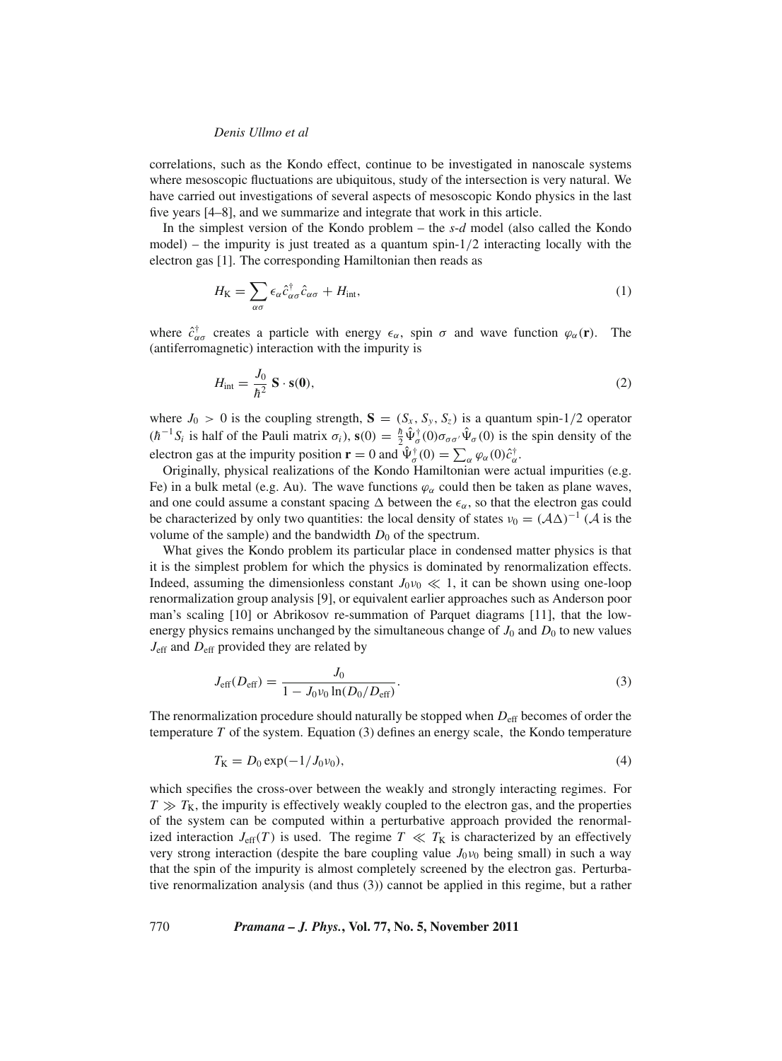correlations, such as the Kondo effect, continue to be investigated in nanoscale systems where mesoscopic fluctuations are ubiquitous, study of the intersection is very natural. We have carried out investigations of several aspects of mesoscopic Kondo physics in the last five years [4–8], and we summarize and integrate that work in this article.

In the simplest version of the Kondo problem – the *s*-*d* model (also called the Kondo model) – the impurity is just treated as a quantum spin-1/2 interacting locally with the electron gas [1]. The corresponding Hamiltonian then reads as

$$H_{\rm K} = \sum_{\alpha\sigma} \epsilon_\alpha \hat{c}^\dagger_{\alpha\sigma} \hat{c}_{\alpha\sigma} + H_{\rm int}, \tag{1}$$

where $\hat{c}^\dagger_{\alpha\sigma}$ creates a particle with energy $\epsilon_\alpha$, spin $\sigma$ and wave function $\varphi_\alpha(\mathbf{r})$. The (antiferromagnetic) interaction with the impurity is

$$H_{\rm int} = \frac{J_0}{\hbar^2}\, \mathbf{S} \cdot \mathbf{s}(\mathbf{0}), \tag{2}$$

where $J_0 > 0$ is the coupling strength, $\mathbf{S} = (S_x, S_y, S_z)$ is a quantum spin-1/2 operator ($\hbar^{-1} S_i$ is half of the Pauli matrix $\sigma_i$), $\mathbf{s}(0) = \frac{\hbar}{2} \hat{\Psi}^\dagger_\sigma(0) \sigma_{\sigma\sigma'} \hat{\Psi}_\sigma(0)$ is the spin density of the electron gas at the impurity position $\mathbf{r} = 0$ and $\hat{\Psi}^\dagger_\sigma(0) = \sum_\alpha \varphi_\alpha(0) \hat{c}^\dagger_\alpha$.

Originally, physical realizations of the Kondo Hamiltonian were actual impurities (e.g. Fe) in a bulk metal (e.g. Au). The wave functions $\varphi_\alpha$ could then be taken as plane waves, and one could assume a constant spacing $\Delta$ between the $\epsilon_\alpha$, so that the electron gas could be characterized by only two quantities: the local density of states $\nu_0 = (\mathcal{A}\Delta)^{-1}$ ($\mathcal{A}$ is the volume of the sample) and the bandwidth $D_0$ of the spectrum.

What gives the Kondo problem its particular place in condensed matter physics is that it is the simplest problem for which the physics is dominated by renormalization effects. Indeed, assuming the dimensionless constant $J_0\nu_0 \ll 1$, it can be shown using one-loop renormalization group analysis [9], or equivalent earlier approaches such as Anderson poor man's scaling [10] or Abrikosov re-summation of Parquet diagrams [11], that the low-energy physics remains unchanged by the simultaneous change of $J_0$ and $D_0$ to new values $J_{\rm eff}$ and $D_{\rm eff}$ provided they are related by

$$J_{\rm eff}(D_{\rm eff}) = \frac{J_0}{1 - J_0\nu_0 \ln(D_0/D_{\rm eff})}. \tag{3}$$

The renormalization procedure should naturally be stopped when $D_{\rm eff}$ becomes of order the temperature $T$ of the system. Equation (3) defines an energy scale, the Kondo temperature

$$T_{\rm K} = D_0 \exp(-1/J_0\nu_0), \tag{4}$$

which specifies the cross-over between the weakly and strongly interacting regimes. For $T \gg T_{\rm K}$, the impurity is effectively weakly coupled to the electron gas, and the properties of the system can be computed within a perturbative approach provided the renormalized interaction $J_{\rm eff}(T)$ is used. The regime $T \ll T_{\rm K}$ is characterized by an effectively very strong interaction (despite the bare coupling value $J_0\nu_0$ being small) in such a way that the spin of the impurity is almost completely screened by the electron gas. Perturbative renormalization analysis (and thus (3)) cannot be applied in this regime, but a rather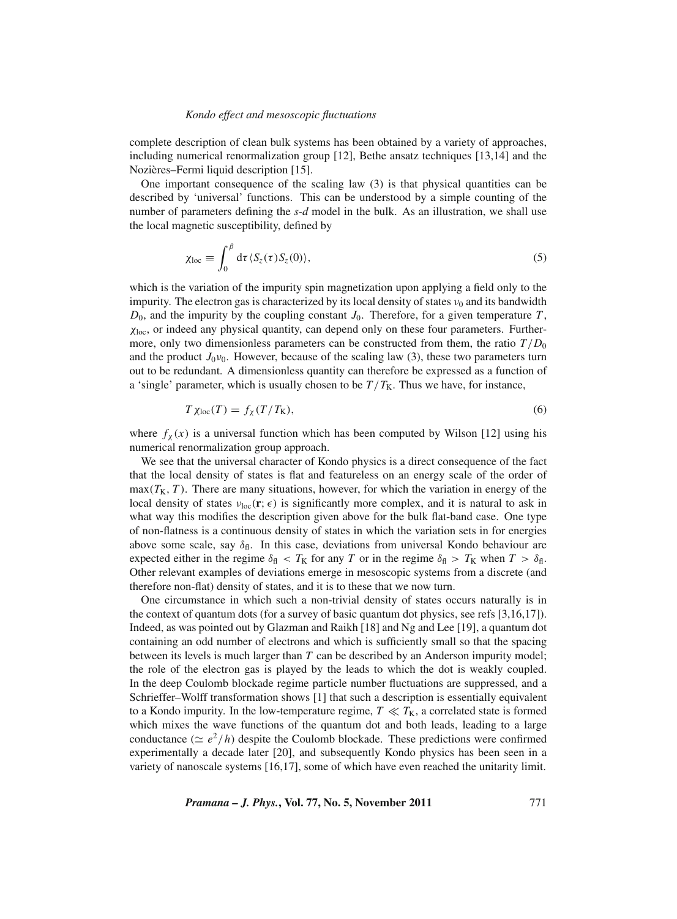complete description of clean bulk systems has been obtained by a variety of approaches, including numerical renormalization group [12], Bethe ansatz techniques [13,14] and the Nozières–Fermi liquid description [15].

One important consequence of the scaling law (3) is that physical quantities can be described by 'universal' functions. This can be understood by a simple counting of the number of parameters defining the *s*-*d* model in the bulk. As an illustration, we shall use the local magnetic susceptibility, defined by

$$\chi_{\mathrm{loc}} \equiv \int_0^{\beta} \mathrm{d}\tau \, \langle S_z(\tau) S_z(0) \rangle, \tag{5}$$

which is the variation of the impurity spin magnetization upon applying a field only to the impurity. The electron gas is characterized by its local density of states $\nu_0$ and its bandwidth $D_0$, and the impurity by the coupling constant $J_0$. Therefore, for a given temperature $T$, $\chi_{\mathrm{loc}}$, or indeed any physical quantity, can depend only on these four parameters. Furthermore, only two dimensionless parameters can be constructed from them, the ratio $T/D_0$ and the product $J_0 \nu_0$. However, because of the scaling law (3), these two parameters turn out to be redundant. A dimensionless quantity can therefore be expressed as a function of a 'single' parameter, which is usually chosen to be $T/T_{\mathrm{K}}$. Thus we have, for instance,

$$T \chi_{\mathrm{loc}}(T) = f_{\chi}(T/T_{\mathrm{K}}), \tag{6}$$

where $f_{\chi}(x)$ is a universal function which has been computed by Wilson [12] using his numerical renormalization group approach.

We see that the universal character of Kondo physics is a direct consequence of the fact that the local density of states is flat and featureless on an energy scale of the order of $\max(T_{\mathrm{K}}, T)$. There are many situations, however, for which the variation in energy of the local density of states $\nu_{\mathrm{loc}}(\mathbf{r}; \epsilon)$ is significantly more complex, and it is natural to ask in what way this modifies the description given above for the bulk flat-band case. One type of non-flatness is a continuous density of states in which the variation sets in for energies above some scale, say $\delta_{\mathrm{fl}}$. In this case, deviations from universal Kondo behaviour are expected either in the regime $\delta_{\mathrm{fl}} < T_{\mathrm{K}}$ for any $T$ or in the regime $\delta_{\mathrm{fl}} > T_{\mathrm{K}}$ when $T > \delta_{\mathrm{fl}}$. Other relevant examples of deviations emerge in mesoscopic systems from a discrete (and therefore non-flat) density of states, and it is to these that we now turn.

One circumstance in which such a non-trivial density of states occurs naturally is in the context of quantum dots (for a survey of basic quantum dot physics, see refs [3,16,17]). Indeed, as was pointed out by Glazman and Raikh [18] and Ng and Lee [19], a quantum dot containing an odd number of electrons and which is sufficiently small so that the spacing between its levels is much larger than $T$ can be described by an Anderson impurity model; the role of the electron gas is played by the leads to which the dot is weakly coupled. In the deep Coulomb blockade regime particle number fluctuations are suppressed, and a Schrieffer–Wolff transformation shows [1] that such a description is essentially equivalent to a Kondo impurity. In the low-temperature regime, $T \ll T_{\mathrm{K}}$, a correlated state is formed which mixes the wave functions of the quantum dot and both leads, leading to a large conductance ($\simeq e^2/h$) despite the Coulomb blockade. These predictions were confirmed experimentally a decade later [20], and subsequently Kondo physics has been seen in a variety of nanoscale systems [16,17], some of which have even reached the unitarity limit.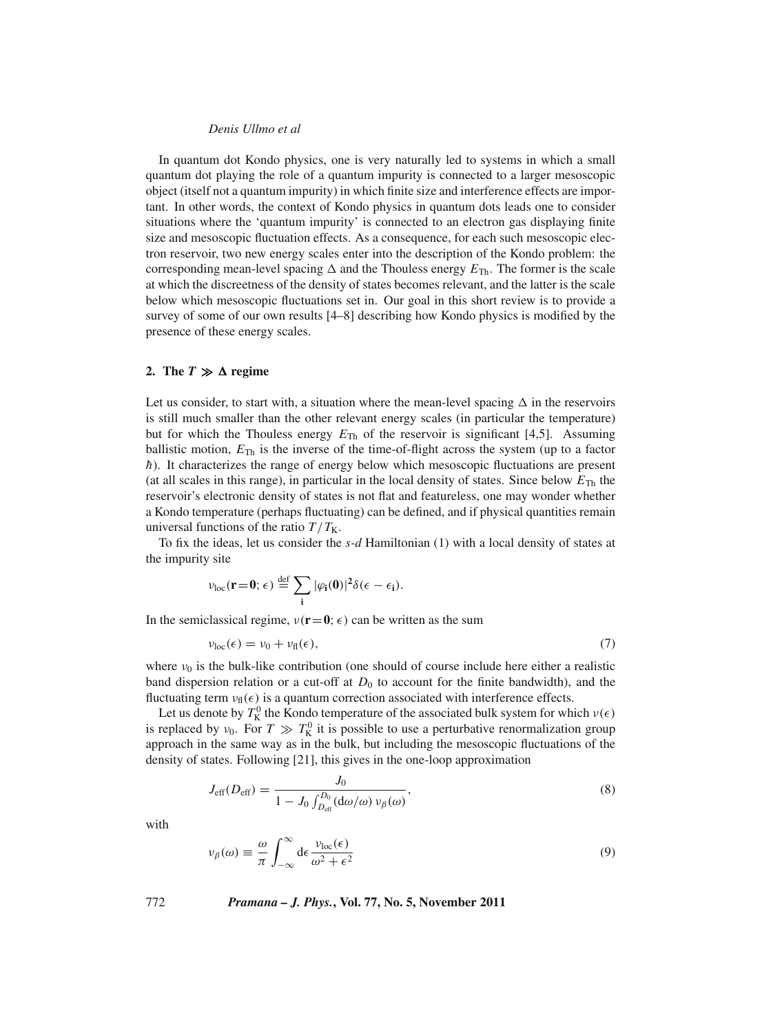In quantum dot Kondo physics, one is very naturally led to systems in which a small quantum dot playing the role of a quantum impurity is connected to a larger mesoscopic object (itself not a quantum impurity) in which finite size and interference effects are important. In other words, the context of Kondo physics in quantum dots leads one to consider situations where the 'quantum impurity' is connected to an electron gas displaying finite size and mesoscopic fluctuation effects. As a consequence, for each such mesoscopic electron reservoir, two new energy scales enter into the description of the Kondo problem: the corresponding mean-level spacing $\Delta$ and the Thouless energy $E_{\mathrm{Th}}$. The former is the scale at which the discreetness of the density of states becomes relevant, and the latter is the scale below which mesoscopic fluctuations set in. Our goal in this short review is to provide a survey of some of our own results [4–8] describing how Kondo physics is modified by the presence of these energy scales.

## 2. The $T \gg \Delta$ regime

Let us consider, to start with, a situation where the mean-level spacing $\Delta$ in the reservoirs is still much smaller than the other relevant energy scales (in particular the temperature) but for which the Thouless energy $E_{\mathrm{Th}}$ of the reservoir is significant [4,5]. Assuming ballistic motion, $E_{\mathrm{Th}}$ is the inverse of the time-of-flight across the system (up to a factor $\hbar$). It characterizes the range of energy below which mesoscopic fluctuations are present (at all scales in this range), in particular in the local density of states. Since below $E_{\mathrm{Th}}$ the reservoir's electronic density of states is not flat and featureless, one may wonder whether a Kondo temperature (perhaps fluctuating) can be defined, and if physical quantities remain universal functions of the ratio $T/T_{\mathrm{K}}$.

To fix the ideas, let us consider the *s-d* Hamiltonian (1) with a local density of states at the impurity site

$$\nu_{\mathrm{loc}}(\mathbf{r}=\mathbf{0};\epsilon) \stackrel{\mathrm{def}}{=} \sum_{\mathbf{i}} |\varphi_{\mathbf{i}}(\mathbf{0})|^2 \delta(\epsilon - \epsilon_{\mathbf{i}}).$$

In the semiclassical regime, $\nu(\mathbf{r}=\mathbf{0};\epsilon)$ can be written as the sum

$$\nu_{\mathrm{loc}}(\epsilon) = \nu_0 + \nu_{\mathrm{fl}}(\epsilon), \tag{7}$$

where $\nu_0$ is the bulk-like contribution (one should of course include here either a realistic band dispersion relation or a cut-off at $D_0$ to account for the finite bandwidth), and the fluctuating term $\nu_{\mathrm{fl}}(\epsilon)$ is a quantum correction associated with interference effects.

Let us denote by $T_{\mathrm{K}}^0$ the Kondo temperature of the associated bulk system for which $\nu(\epsilon)$ is replaced by $\nu_0$. For $T \gg T_{\mathrm{K}}^0$ it is possible to use a perturbative renormalization group approach in the same way as in the bulk, but including the mesoscopic fluctuations of the density of states. Following [21], this gives in the one-loop approximation

$$J_{\mathrm{eff}}(D_{\mathrm{eff}}) = \frac{J_0}{1 - J_0 \int_{D_{\mathrm{eff}}}^{D_0} (\mathrm{d}\omega/\omega)\, \nu_\beta(\omega)}, \tag{8}$$

with

$$\nu_\beta(\omega) \equiv \frac{\omega}{\pi} \int_{-\infty}^{\infty} \mathrm{d}\epsilon \frac{\nu_{\mathrm{loc}}(\epsilon)}{\omega^2 + \epsilon^2} \tag{9}$$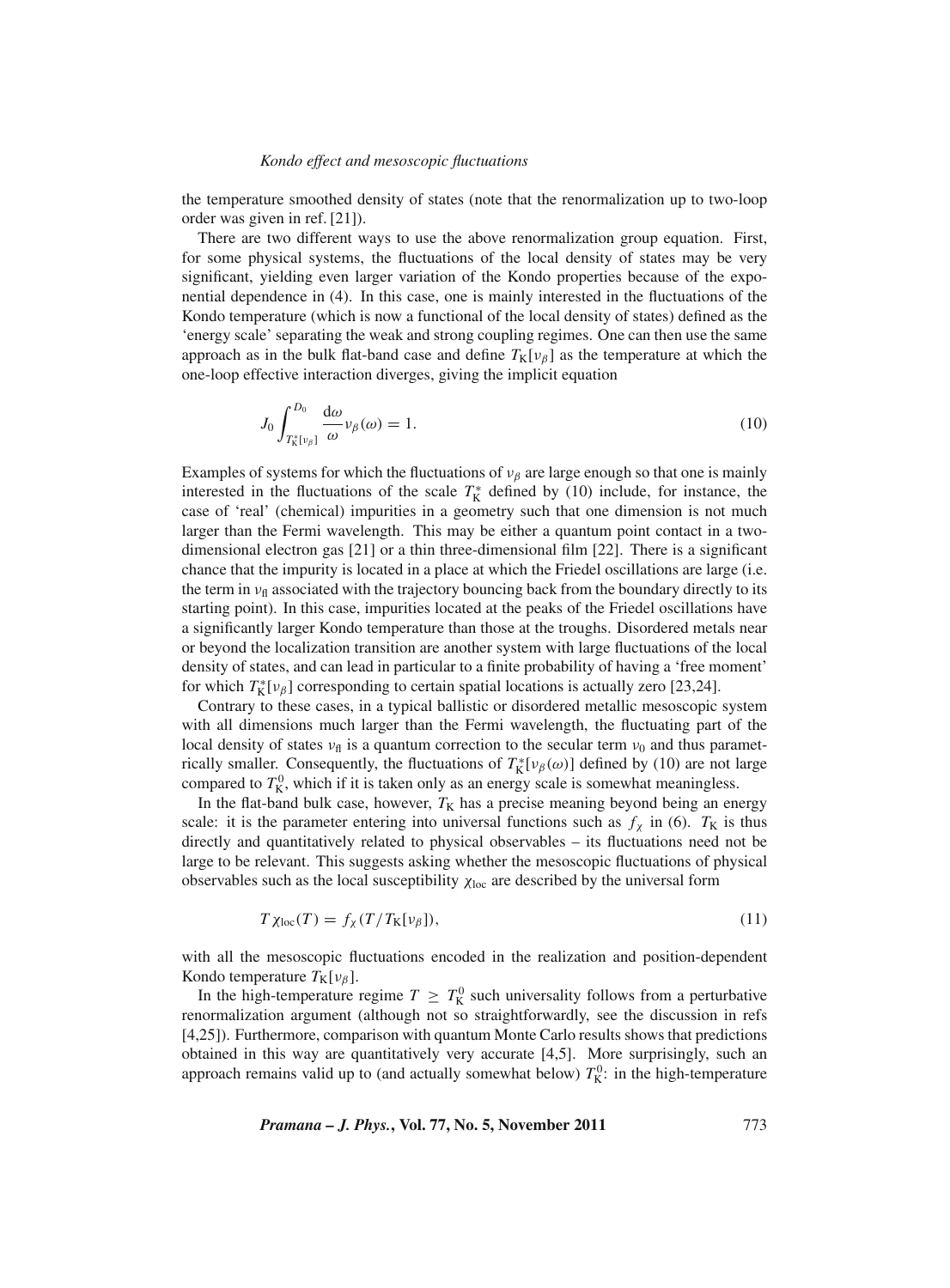the temperature smoothed density of states (note that the renormalization up to two-loop order was given in ref. [21]).

There are two different ways to use the above renormalization group equation. First, for some physical systems, the fluctuations of the local density of states may be very significant, yielding even larger variation of the Kondo properties because of the exponential dependence in (4). In this case, one is mainly interested in the fluctuations of the Kondo temperature (which is now a functional of the local density of states) defined as the 'energy scale' separating the weak and strong coupling regimes. One can then use the same approach as in the bulk flat-band case and define $T_{\mathrm{K}}[\nu_\beta]$ as the temperature at which the one-loop effective interaction diverges, giving the implicit equation

$$J_0 \int_{T_{\mathrm{K}}^*[\nu_\beta]}^{D_0} \frac{\mathrm{d}\omega}{\omega} \nu_\beta(\omega) = 1. \tag{10}$$

Examples of systems for which the fluctuations of $\nu_\beta$ are large enough so that one is mainly interested in the fluctuations of the scale $T_{\mathrm{K}}^*$ defined by (10) include, for instance, the case of 'real' (chemical) impurities in a geometry such that one dimension is not much larger than the Fermi wavelength. This may be either a quantum point contact in a two-dimensional electron gas [21] or a thin three-dimensional film [22]. There is a significant chance that the impurity is located in a place at which the Friedel oscillations are large (i.e. the term in $\nu_{\mathrm{fl}}$ associated with the trajectory bouncing back from the boundary directly to its starting point). In this case, impurities located at the peaks of the Friedel oscillations have a significantly larger Kondo temperature than those at the troughs. Disordered metals near or beyond the localization transition are another system with large fluctuations of the local density of states, and can lead in particular to a finite probability of having a 'free moment' for which $T_{\mathrm{K}}^*[\nu_\beta]$ corresponding to certain spatial locations is actually zero [23,24].

Contrary to these cases, in a typical ballistic or disordered metallic mesoscopic system with all dimensions much larger than the Fermi wavelength, the fluctuating part of the local density of states $\nu_{\mathrm{fl}}$ is a quantum correction to the secular term $\nu_0$ and thus parametrically smaller. Consequently, the fluctuations of $T_{\mathrm{K}}^*[\nu_\beta(\omega)]$ defined by (10) are not large compared to $T_{\mathrm{K}}^0$, which if it is taken only as an energy scale is somewhat meaningless.

In the flat-band bulk case, however, $T_{\mathrm{K}}$ has a precise meaning beyond being an energy scale: it is the parameter entering into universal functions such as $f_\chi$ in (6). $T_{\mathrm{K}}$ is thus directly and quantitatively related to physical observables – its fluctuations need not be large to be relevant. This suggests asking whether the mesoscopic fluctuations of physical observables such as the local susceptibility $\chi_{\mathrm{loc}}$ are described by the universal form

$$T\chi_{\mathrm{loc}}(T) = f_\chi(T/T_{\mathrm{K}}[\nu_\beta]), \tag{11}$$

with all the mesoscopic fluctuations encoded in the realization and position-dependent Kondo temperature $T_{\mathrm{K}}[\nu_\beta]$.

In the high-temperature regime $T \geq T_{\mathrm{K}}^0$ such universality follows from a perturbative renormalization argument (although not so straightforwardly, see the discussion in refs [4,25]). Furthermore, comparison with quantum Monte Carlo results shows that predictions obtained in this way are quantitatively very accurate [4,5]. More surprisingly, such an approach remains valid up to (and actually somewhat below) $T_{\mathrm{K}}^0$: in the high-temperature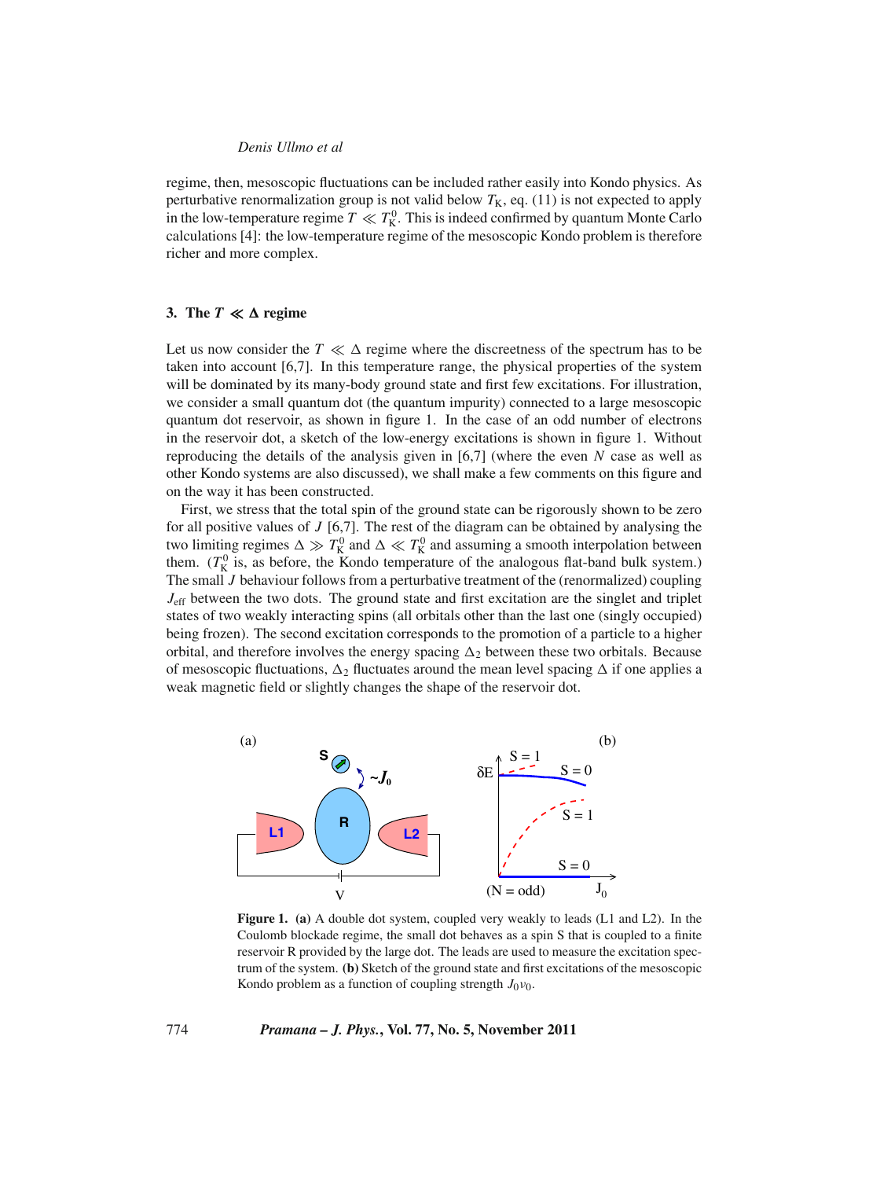regime, then, mesoscopic fluctuations can be included rather easily into Kondo physics. As perturbative renormalization group is not valid below $T_K$, eq. (11) is not expected to apply in the low-temperature regime $T \ll T_K^0$. This is indeed confirmed by quantum Monte Carlo calculations [4]: the low-temperature regime of the mesoscopic Kondo problem is therefore richer and more complex.

## 3. The $T \ll \Delta$ regime

Let us now consider the $T \ll \Delta$ regime where the discreetness of the spectrum has to be taken into account [6,7]. In this temperature range, the physical properties of the system will be dominated by its many-body ground state and first few excitations. For illustration, we consider a small quantum dot (the quantum impurity) connected to a large mesoscopic quantum dot reservoir, as shown in figure 1. In the case of an odd number of electrons in the reservoir dot, a sketch of the low-energy excitations is shown in figure 1. Without reproducing the details of the analysis given in [6,7] (where the even $N$ case as well as other Kondo systems are also discussed), we shall make a few comments on this figure and on the way it has been constructed.

First, we stress that the total spin of the ground state can be rigorously shown to be zero for all positive values of $J$ [6,7]. The rest of the diagram can be obtained by analysing the two limiting regimes $\Delta \gg T_K^0$ and $\Delta \ll T_K^0$ and assuming a smooth interpolation between them. ($T_K^0$ is, as before, the Kondo temperature of the analogous flat-band bulk system.) The small $J$ behaviour follows from a perturbative treatment of the (renormalized) coupling $J_{\mathrm{eff}}$ between the two dots. The ground state and first excitation are the singlet and triplet states of two weakly interacting spins (all orbitals other than the last one (singly occupied) being frozen). The second excitation corresponds to the promotion of a particle to a higher orbital, and therefore involves the energy spacing $\Delta_2$ between these two orbitals. Because of mesoscopic fluctuations, $\Delta_2$ fluctuates around the mean level spacing $\Delta$ if one applies a weak magnetic field or slightly changes the shape of the reservoir dot.

**Figure 1.** **(a)** A double dot system, coupled very weakly to leads (L1 and L2). In the Coulomb blockade regime, the small dot behaves as a spin S that is coupled to a finite reservoir R provided by the large dot. The leads are used to measure the excitation spectrum of the system. **(b)** Sketch of the ground state and first excitations of the mesoscopic Kondo problem as a function of coupling strength $J_0\nu_0$.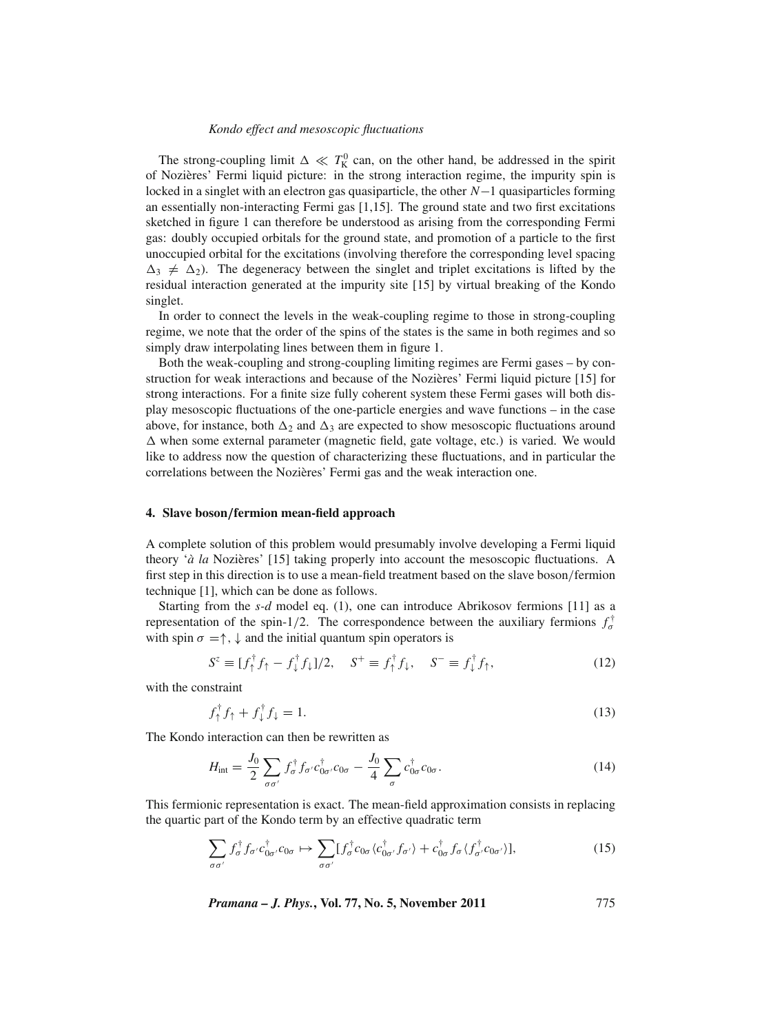The strong-coupling limit $\Delta \ll T_K^0$ can, on the other hand, be addressed in the spirit of Nozières' Fermi liquid picture: in the strong interaction regime, the impurity spin is locked in a singlet with an electron gas quasiparticle, the other $N-1$ quasiparticles forming an essentially non-interacting Fermi gas [1,15]. The ground state and two first excitations sketched in figure 1 can therefore be understood as arising from the corresponding Fermi gas: doubly occupied orbitals for the ground state, and promotion of a particle to the first unoccupied orbital for the excitations (involving therefore the corresponding level spacing $\Delta_3 \neq \Delta_2$). The degeneracy between the singlet and triplet excitations is lifted by the residual interaction generated at the impurity site [15] by virtual breaking of the Kondo singlet.

In order to connect the levels in the weak-coupling regime to those in strong-coupling regime, we note that the order of the spins of the states is the same in both regimes and so simply draw interpolating lines between them in figure 1.

Both the weak-coupling and strong-coupling limiting regimes are Fermi gases – by construction for weak interactions and because of the Nozières' Fermi liquid picture [15] for strong interactions. For a finite size fully coherent system these Fermi gases will both display mesoscopic fluctuations of the one-particle energies and wave functions – in the case above, for instance, both $\Delta_2$ and $\Delta_3$ are expected to show mesoscopic fluctuations around $\Delta$ when some external parameter (magnetic field, gate voltage, etc.) is varied. We would like to address now the question of characterizing these fluctuations, and in particular the correlations between the Nozières' Fermi gas and the weak interaction one.

## 4. Slave boson/fermion mean-field approach

A complete solution of this problem would presumably involve developing a Fermi liquid theory '*à la* Nozières' [15] taking properly into account the mesoscopic fluctuations. A first step in this direction is to use a mean-field treatment based on the slave boson/fermion technique [1], which can be done as follows.

Starting from the *s-d* model eq. (1), one can introduce Abrikosov fermions [11] as a representation of the spin-1/2. The correspondence between the auxiliary fermions $f_\sigma^\dagger$ with spin $\sigma = \uparrow, \downarrow$ and the initial quantum spin operators is

$$S^z \equiv [f_\uparrow^\dagger f_\uparrow - f_\downarrow^\dagger f_\downarrow]/2, \quad S^+ \equiv f_\uparrow^\dagger f_\downarrow, \quad S^- \equiv f_\downarrow^\dagger f_\uparrow, \tag{12}$$

with the constraint

$$f_\uparrow^\dagger f_\uparrow + f_\downarrow^\dagger f_\downarrow = 1. \tag{13}$$

The Kondo interaction can then be rewritten as

$$H_{\text{int}} = \frac{J_0}{2} \sum_{\sigma\sigma'} f_\sigma^\dagger f_{\sigma'} c_{0\sigma'}^\dagger c_{0\sigma} - \frac{J_0}{4} \sum_\sigma c_{0\sigma}^\dagger c_{0\sigma}. \tag{14}$$

This fermionic representation is exact. The mean-field approximation consists in replacing the quartic part of the Kondo term by an effective quadratic term

$$\sum_{\sigma\sigma'} f_\sigma^\dagger f_{\sigma'} c_{0\sigma'}^\dagger c_{0\sigma} \mapsto \sum_{\sigma\sigma'} [f_\sigma^\dagger c_{0\sigma} \langle c_{0\sigma'}^\dagger f_{\sigma'} \rangle + c_{0\sigma}^\dagger f_\sigma \langle f_{\sigma'}^\dagger c_{0\sigma'} \rangle], \tag{15}$$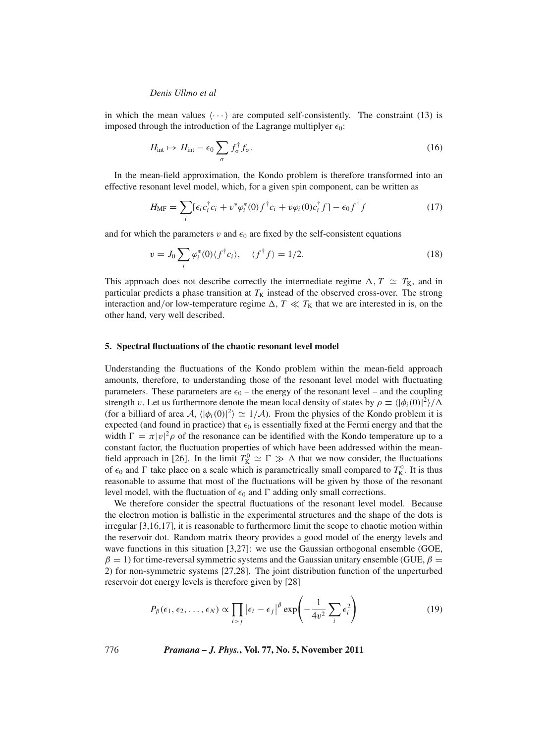in which the mean values $\langle \cdots \rangle$ are computed self-consistently. The constraint (13) is imposed through the introduction of the Lagrange multiplyer $\epsilon_0$:

$$H_{\text{int}} \mapsto H_{\text{int}} - \epsilon_0 \sum_\sigma f_\sigma^\dagger f_\sigma. \tag{16}$$

In the mean-field approximation, the Kondo problem is therefore transformed into an effective resonant level model, which, for a given spin component, can be written as

$$H_{\text{MF}} = \sum_i [\epsilon_i c_i^\dagger c_i + v^* \varphi_i^*(0) f^\dagger c_i + v \varphi_i(0) c_i^\dagger f] - \epsilon_0 f^\dagger f \tag{17}$$

and for which the parameters $v$ and $\epsilon_0$ are fixed by the self-consistent equations

$$v = J_0 \sum_i \varphi_i^*(0) \langle f^\dagger c_i \rangle, \quad \langle f^\dagger f \rangle = 1/2. \tag{18}$$

This approach does not describe correctly the intermediate regime $\Delta, T \simeq T_{\text{K}}$, and in particular predicts a phase transition at $T_{\text{K}}$ instead of the observed cross-over. The strong interaction and/or low-temperature regime $\Delta, T \ll T_{\text{K}}$ that we are interested in is, on the other hand, very well described.

## 5. Spectral fluctuations of the chaotic resonant level model

Understanding the fluctuations of the Kondo problem within the mean-field approach amounts, therefore, to understanding those of the resonant level model with fluctuating parameters. These parameters are $\epsilon_0$ – the energy of the resonant level – and the coupling strength $v$. Let us furthermore denote the mean local density of states by $\rho \equiv \langle |\phi_i(0)|^2 \rangle / \Delta$ (for a billiard of area $\mathcal{A}$, $\langle |\phi_i(0)|^2 \rangle \simeq 1/\mathcal{A}$). From the physics of the Kondo problem it is expected (and found in practice) that $\epsilon_0$ is essentially fixed at the Fermi energy and that the width $\Gamma = \pi |v|^2 \rho$ of the resonance can be identified with the Kondo temperature up to a constant factor, the fluctuation properties of which have been addressed within the mean-field approach in [26]. In the limit $T_{\text{K}}^0 \simeq \Gamma \gg \Delta$ that we now consider, the fluctuations of $\epsilon_0$ and $\Gamma$ take place on a scale which is parametrically small compared to $T_{\text{K}}^0$. It is thus reasonable to assume that most of the fluctuations will be given by those of the resonant level model, with the fluctuation of $\epsilon_0$ and $\Gamma$ adding only small corrections.

We therefore consider the spectral fluctuations of the resonant level model. Because the electron motion is ballistic in the experimental structures and the shape of the dots is irregular [3,16,17], it is reasonable to furthermore limit the scope to chaotic motion within the reservoir dot. Random matrix theory provides a good model of the energy levels and wave functions in this situation [3,27]: we use the Gaussian orthogonal ensemble (GOE, $\beta = 1$) for time-reversal symmetric systems and the Gaussian unitary ensemble (GUE, $\beta = 2$) for non-symmetric systems [27,28]. The joint distribution function of the unperturbed reservoir dot energy levels is therefore given by [28]

$$P_\beta(\epsilon_1, \epsilon_2, \ldots, \epsilon_N) \propto \prod_{i>j} |\epsilon_i - \epsilon_j|^\beta \exp\left( -\frac{1}{4v^2} \sum_i \epsilon_i^2 \right) \tag{19}$$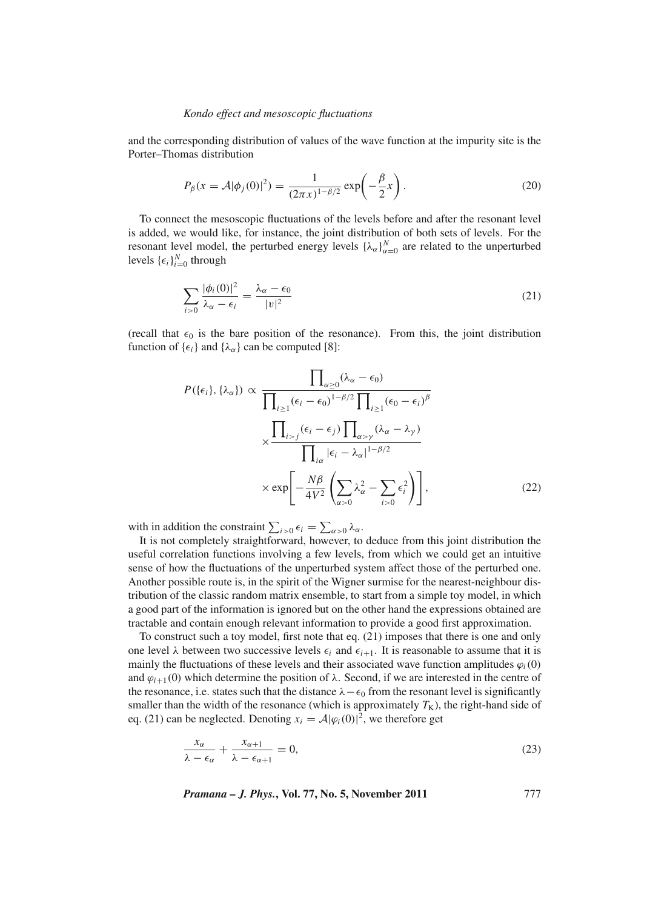and the corresponding distribution of values of the wave function at the impurity site is the Porter–Thomas distribution

$$P_\beta(x = \mathcal{A}|\phi_j(0)|^2) = \frac{1}{(2\pi x)^{1-\beta/2}} \exp\left(-\frac{\beta}{2}x\right). \tag{20}$$

To connect the mesoscopic fluctuations of the levels before and after the resonant level is added, we would like, for instance, the joint distribution of both sets of levels. For the resonant level model, the perturbed energy levels $\{\lambda_\alpha\}_{\alpha=0}^N$ are related to the unperturbed levels $\{\epsilon_i\}_{i=0}^N$ through

$$\sum_{i>0} \frac{|\phi_i(0)|^2}{\lambda_\alpha - \epsilon_i} = \frac{\lambda_\alpha - \epsilon_0}{|v|^2} \tag{21}$$

(recall that $\epsilon_0$ is the bare position of the resonance). From this, the joint distribution function of $\{\epsilon_i\}$ and $\{\lambda_\alpha\}$ can be computed [8]:

$$\begin{aligned} P(\{\epsilon_i\}, \{\lambda_\alpha\}) \propto\ & \frac{\prod_{\alpha \geq 0}(\lambda_\alpha - \epsilon_0)}{\prod_{i \geq 1}(\epsilon_i - \epsilon_0)^{1-\beta/2} \prod_{i \geq 1}(\epsilon_0 - \epsilon_i)^{\beta}} \\ & \times \frac{\prod_{i>j}(\epsilon_i - \epsilon_j) \prod_{\alpha > \gamma}(\lambda_\alpha - \lambda_\gamma)}{\prod_{i\alpha} |\epsilon_i - \lambda_\alpha|^{1-\beta/2}} \\ & \times \exp\left[-\frac{N\beta}{4V^2}\left(\sum_{\alpha>0} \lambda_\alpha^2 - \sum_{i>0} \epsilon_i^2\right)\right], \end{aligned} \tag{22}$$

with in addition the constraint $\sum_{i>0} \epsilon_i = \sum_{\alpha>0} \lambda_\alpha$.

It is not completely straightforward, however, to deduce from this joint distribution the useful correlation functions involving a few levels, from which we could get an intuitive sense of how the fluctuations of the unperturbed system affect those of the perturbed one. Another possible route is, in the spirit of the Wigner surmise for the nearest-neighbour distribution of the classic random matrix ensemble, to start from a simple toy model, in which a good part of the information is ignored but on the other hand the expressions obtained are tractable and contain enough relevant information to provide a good first approximation.

To construct such a toy model, first note that eq. (21) imposes that there is one and only one level $\lambda$ between two successive levels $\epsilon_i$ and $\epsilon_{i+1}$. It is reasonable to assume that it is mainly the fluctuations of these levels and their associated wave function amplitudes $\varphi_i(0)$ and $\varphi_{i+1}(0)$ which determine the position of $\lambda$. Second, if we are interested in the centre of the resonance, i.e. states such that the distance $\lambda - \epsilon_0$ from the resonant level is significantly smaller than the width of the resonance (which is approximately $T_{\mathrm{K}}$), the right-hand side of eq. (21) can be neglected. Denoting $x_i = \mathcal{A}|\varphi_i(0)|^2$, we therefore get

$$\frac{x_\alpha}{\lambda - \epsilon_\alpha} + \frac{x_{\alpha+1}}{\lambda - \epsilon_{\alpha+1}} = 0, \tag{23}$$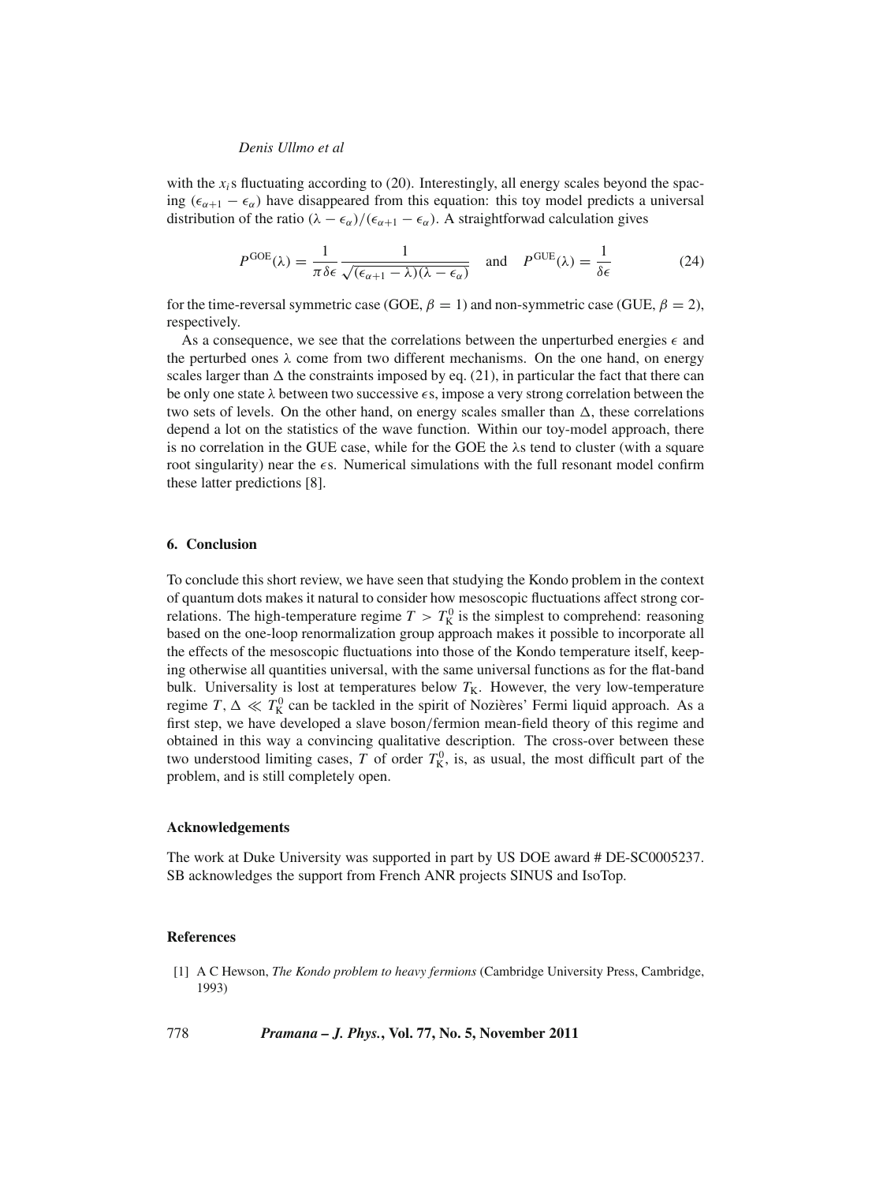with the $x_i$s fluctuating according to (20). Interestingly, all energy scales beyond the spacing $(\epsilon_{\alpha+1} - \epsilon_\alpha)$ have disappeared from this equation: this toy model predicts a universal distribution of the ratio $(\lambda - \epsilon_\alpha)/(\epsilon_{\alpha+1} - \epsilon_\alpha)$. A straightforwad calculation gives

$$P^{\mathrm{GOE}}(\lambda) = \frac{1}{\pi \delta \epsilon} \frac{1}{\sqrt{(\epsilon_{\alpha+1} - \lambda)(\lambda - \epsilon_\alpha)}} \quad \text{and} \quad P^{\mathrm{GUE}}(\lambda) = \frac{1}{\delta \epsilon} \tag{24}$$

for the time-reversal symmetric case (GOE, $\beta = 1$) and non-symmetric case (GUE, $\beta = 2$), respectively.

As a consequence, we see that the correlations between the unperturbed energies $\epsilon$ and the perturbed ones $\lambda$ come from two different mechanisms. On the one hand, on energy scales larger than $\Delta$ the constraints imposed by eq. (21), in particular the fact that there can be only one state $\lambda$ between two successive $\epsilon$s, impose a very strong correlation between the two sets of levels. On the other hand, on energy scales smaller than $\Delta$, these correlations depend a lot on the statistics of the wave function. Within our toy-model approach, there is no correlation in the GUE case, while for the GOE the $\lambda$s tend to cluster (with a square root singularity) near the $\epsilon$s. Numerical simulations with the full resonant model confirm these latter predictions [8].

## 6. Conclusion

To conclude this short review, we have seen that studying the Kondo problem in the context of quantum dots makes it natural to consider how mesoscopic fluctuations affect strong correlations. The high-temperature regime $T > T_{\mathrm{K}}^0$ is the simplest to comprehend: reasoning based on the one-loop renormalization group approach makes it possible to incorporate all the effects of the mesoscopic fluctuations into those of the Kondo temperature itself, keeping otherwise all quantities universal, with the same universal functions as for the flat-band bulk. Universality is lost at temperatures below $T_{\mathrm{K}}$. However, the very low-temperature regime $T, \Delta \ll T_{\mathrm{K}}^0$ can be tackled in the spirit of Nozières' Fermi liquid approach. As a first step, we have developed a slave boson/fermion mean-field theory of this regime and obtained in this way a convincing qualitative description. The cross-over between these two understood limiting cases, $T$ of order $T_{\mathrm{K}}^0$, is, as usual, the most difficult part of the problem, and is still completely open.

### Acknowledgements

The work at Duke University was supported in part by US DOE award # DE-SC0005237. SB acknowledges the support from French ANR projects SINUS and IsoTop.

### References

[1] A C Hewson, *The Kondo problem to heavy fermions* (Cambridge University Press, Cambridge, 1993)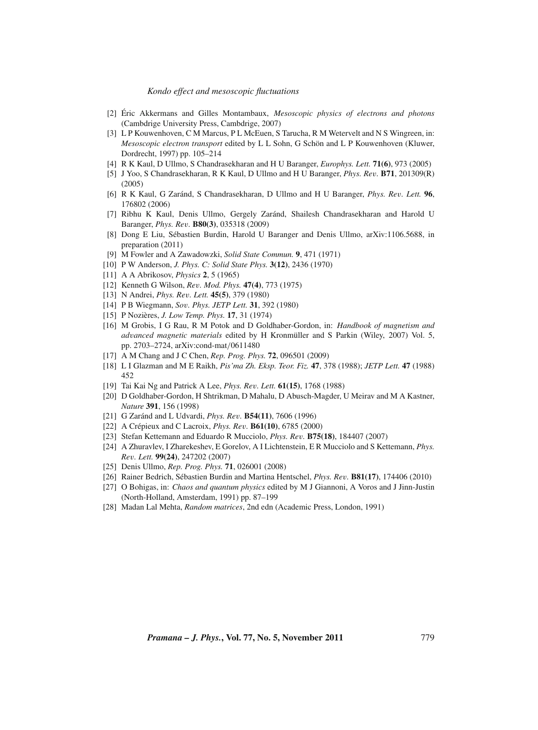[2] Éric Akkermans and Gilles Montambaux, *Mesoscopic physics of electrons and photons* (Cambdrige University Press, Cambdrige, 2007)

[3] L P Kouwenhoven, C M Marcus, P L McEuen, S Tarucha, R M Wetervelt and N S Wingreen, in: *Mesoscopic electron transport* edited by L L Sohn, G Schön and L P Kouwenhoven (Kluwer, Dordrecht, 1997) pp. 105–214

[4] R K Kaul, D Ullmo, S Chandrasekharan and H U Baranger, *Europhys. Lett.* **71(6)**, 973 (2005)

[5] J Yoo, S Chandrasekharan, R K Kaul, D Ullmo and H U Baranger, *Phys. Rev.* **B71**, 201309(R) (2005)

[6] R K Kaul, G Zaránd, S Chandrasekharan, D Ullmo and H U Baranger, *Phys. Rev. Lett.* **96**, 176802 (2006)

[7] Ribhu K Kaul, Denis Ullmo, Gergely Zaránd, Shailesh Chandrasekharan and Harold U Baranger, *Phys. Rev.* **B80(3)**, 035318 (2009)

[8] Dong E Liu, Sébastien Burdin, Harold U Baranger and Denis Ullmo, arXiv:1106.5688, in preparation (2011)

[9] M Fowler and A Zawadowzki, *Solid State Commun.* **9**, 471 (1971)

[10] P W Anderson, *J. Phys. C: Solid State Phys.* **3(12)**, 2436 (1970)

[11] A A Abrikosov, *Physics* **2**, 5 (1965)

[12] Kenneth G Wilson, *Rev. Mod. Phys.* **47(4)**, 773 (1975)

[13] N Andrei, *Phys. Rev. Lett.* **45(5)**, 379 (1980)

[14] P B Wiegmann, *Sov. Phys. JETP Lett.* **31**, 392 (1980)

[15] P Nozières, *J. Low Temp. Phys.* **17**, 31 (1974)

[16] M Grobis, I G Rau, R M Potok and D Goldhaber-Gordon, in: *Handbook of magnetism and advanced magnetic materials* edited by H Kronmüller and S Parkin (Wiley, 2007) Vol. 5, pp. 2703–2724, arXiv:cond-mat/0611480

[17] A M Chang and J C Chen, *Rep. Prog. Phys.* **72**, 096501 (2009)

[18] L I Glazman and M E Raikh, *Pis'ma Zh. Eksp. Teor. Fiz.* **47**, 378 (1988); *JETP Lett.* **47** (1988) 452

[19] Tai Kai Ng and Patrick A Lee, *Phys. Rev. Lett.* **61(15)**, 1768 (1988)

[20] D Goldhaber-Gordon, H Shtrikman, D Mahalu, D Abusch-Magder, U Meirav and M A Kastner, *Nature* **391**, 156 (1998)

[21] G Zaránd and L Udvardi, *Phys. Rev.* **B54(11)**, 7606 (1996)

[22] A Crépieux and C Lacroix, *Phys. Rev.* **B61(10)**, 6785 (2000)

[23] Stefan Kettemann and Eduardo R Mucciolo, *Phys. Rev.* **B75(18)**, 184407 (2007)

[24] A Zhuravlev, I Zharekeshev, E Gorelov, A I Lichtenstein, E R Mucciolo and S Kettemann, *Phys. Rev. Lett.* **99(24)**, 247202 (2007)

[25] Denis Ullmo, *Rep. Prog. Phys.* **71**, 026001 (2008)

[26] Rainer Bedrich, Sébastien Burdin and Martina Hentschel, *Phys. Rev.* **B81(17)**, 174406 (2010)

[27] O Bohigas, in: *Chaos and quantum physics* edited by M J Giannoni, A Voros and J Jinn-Justin (North-Holland, Amsterdam, 1991) pp. 87–199

[28] Madan Lal Mehta, *Random matrices*, 2nd edn (Academic Press, London, 1991)